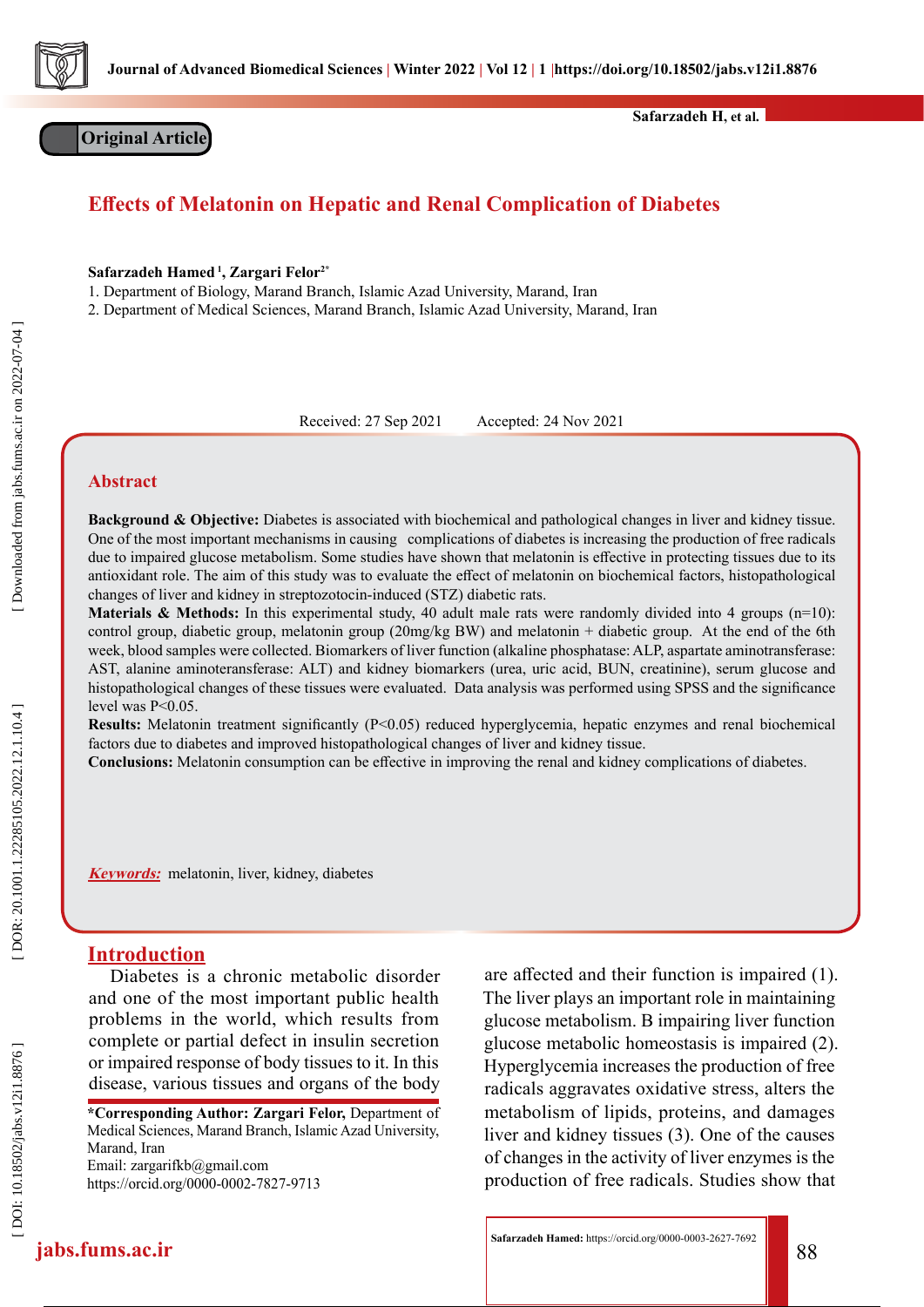Original Article

# Effects of Melatonin on Hepatic and Renal Complication of Diabetes

**Safarzadeh Hamed [1], Zargari Felor[2*]**

1. Department of Biology, Marand Branch, Islamic Azad University, Marand, Iran
2. Department of Medical Sciences, Marand Branch, Islamic Azad University, Marand, Iran

Received: 27 Sep 2021    Accepted: 24 Nov 2021

## Abstract

**Background & Objective:** Diabetes is associated with biochemical and pathological changes in liver and kidney tissue. One of the most important mechanisms in causing complications of diabetes is increasing the production of free radicals due to impaired glucose metabolism. Some studies have shown that melatonin is effective in protecting tissues due to its antioxidant role. The aim of this study was to evaluate the effect of melatonin on biochemical factors, histopathological changes of liver and kidney in streptozotocin-induced (STZ) diabetic rats.

**Materials & Methods:** In this experimental study, 40 adult male rats were randomly divided into 4 groups (n=10): control group, diabetic group, melatonin group (20mg/kg BW) and melatonin + diabetic group. At the end of the 6th week, blood samples were collected. Biomarkers of liver function (alkaline phosphatase: ALP, aspartate aminotransferase: AST, alanine aminoteransferase: ALT) and kidney biomarkers (urea, uric acid, BUN, creatinine), serum glucose and histopathological changes of these tissues were evaluated. Data analysis was performed using SPSS and the significance level was $P<0.05$.

**Results:** Melatonin treatment significantly ($P<0.05$) reduced hyperglycemia, hepatic enzymes and renal biochemical factors due to diabetes and improved histopathological changes of liver and kidney tissue.

**Conclusions:** Melatonin consumption can be effective in improving the renal and kidney complications of diabetes.

***Keywords:*** melatonin, liver, kidney, diabetes

## Introduction

Diabetes is a chronic metabolic disorder and one of the most important public health problems in the world, which results from complete or partial defect in insulin secretion or impaired response of body tissues to it. In this disease, various tissues and organs of the body are affected and their function is impaired (1). The liver plays an important role in maintaining glucose metabolism. B impairing liver function glucose metabolic homeostasis is impaired (2). Hyperglycemia increases the production of free radicals aggravates oxidative stress, alters the metabolism of lipids, proteins, and damages liver and kidney tissues (3). One of the causes of changes in the activity of liver enzymes is the production of free radicals. Studies show that

---

***Corresponding Author: Zargari Felor,** Department of Medical Sciences, Marand Branch, Islamic Azad University, Marand, Iran
Email: zargarifkb@gmail.com
https://orcid.org/0000-0002-7827-9713

**Safarzadeh Hamed:** https://orcid.org/0000-0003-2627-7692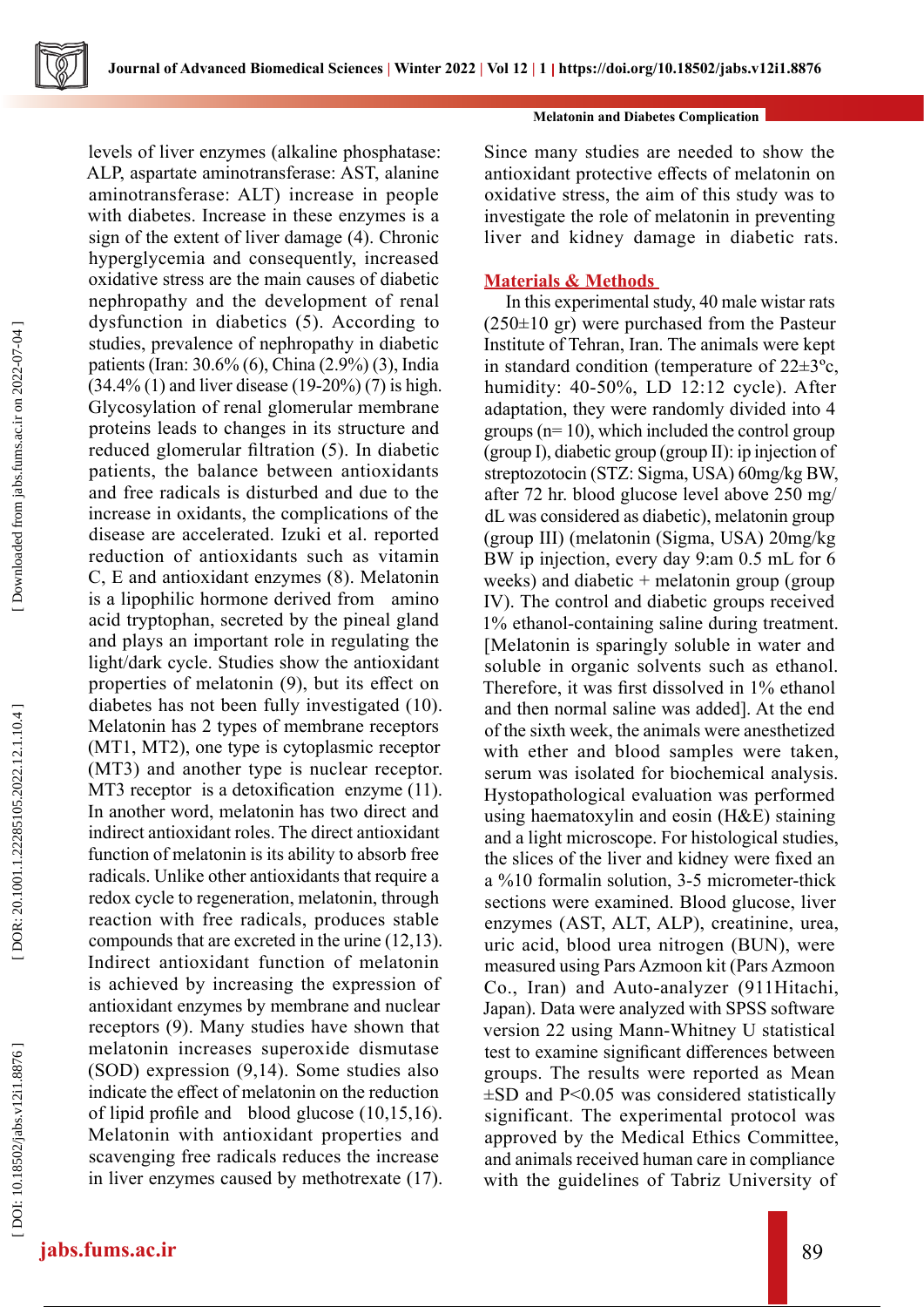levels of liver enzymes (alkaline phosphatase: ALP, aspartate aminotransferase: AST, alanine aminotransferase: ALT) increase in people with diabetes. Increase in these enzymes is a sign of the extent of liver damage (4). Chronic hyperglycemia and consequently, increased oxidative stress are the main causes of diabetic nephropathy and the development of renal dysfunction in diabetics (5). According to studies, prevalence of nephropathy in diabetic patients (Iran: 30.6% (6), China (2.9%) (3), India (34.4% (1) and liver disease (19-20%) (7) is high. Glycosylation of renal glomerular membrane proteins leads to changes in its structure and reduced glomerular filtration (5). In diabetic patients, the balance between antioxidants and free radicals is disturbed and due to the increase in oxidants, the complications of the disease are accelerated. Izuki et al. reported reduction of antioxidants such as vitamin C, E and antioxidant enzymes (8). Melatonin is a lipophilic hormone derived from amino acid tryptophan, secreted by the pineal gland and plays an important role in regulating the light/dark cycle. Studies show the antioxidant properties of melatonin (9), but its effect on diabetes has not been fully investigated (10). Melatonin has 2 types of membrane receptors (MT1, MT2), one type is cytoplasmic receptor (MT3) and another type is nuclear receptor. MT3 receptor is a detoxification enzyme (11). In another word, melatonin has two direct and indirect antioxidant roles. The direct antioxidant function of melatonin is its ability to absorb free radicals. Unlike other antioxidants that require a redox cycle to regeneration, melatonin, through reaction with free radicals, produces stable compounds that are excreted in the urine (12,13). Indirect antioxidant function of melatonin is achieved by increasing the expression of antioxidant enzymes by membrane and nuclear receptors (9). Many studies have shown that melatonin increases superoxide dismutase (SOD) expression (9,14). Some studies also indicate the effect of melatonin on the reduction of lipid profile and blood glucose (10,15,16). Melatonin with antioxidant properties and scavenging free radicals reduces the increase in liver enzymes caused by methotrexate (17).

Since many studies are needed to show the antioxidant protective effects of melatonin on oxidative stress, the aim of this study was to investigate the role of melatonin in preventing liver and kidney damage in diabetic rats.

## Materials & Methods

In this experimental study, 40 male wistar rats (250±10 gr) were purchased from the Pasteur Institute of Tehran, Iran. The animals were kept in standard condition (temperature of 22±3ºc, humidity: 40-50%, LD 12:12 cycle). After adaptation, they were randomly divided into 4 groups (n= 10), which included the control group (group I), diabetic group (group II): ip injection of streptozotocin (STZ: Sigma, USA) 60mg/kg BW, after 72 hr. blood glucose level above 250 mg/dL was considered as diabetic), melatonin group (group III) (melatonin (Sigma, USA) 20mg/kg BW ip injection, every day 9:am 0.5 mL for 6 weeks) and diabetic + melatonin group (group IV). The control and diabetic groups received 1% ethanol-containing saline during treatment. [Melatonin is sparingly soluble in water and soluble in organic solvents such as ethanol. Therefore, it was first dissolved in 1% ethanol and then normal saline was added]. At the end of the sixth week, the animals were anesthetized with ether and blood samples were taken, serum was isolated for biochemical analysis. Hystopathological evaluation was performed using haematoxylin and eosin (H&E) staining and a light microscope. For histological studies, the slices of the liver and kidney were fixed an a %10 formalin solution, 3-5 micrometer-thick sections were examined. Blood glucose, liver enzymes (AST, ALT, ALP), creatinine, urea, uric acid, blood urea nitrogen (BUN), were measured using Pars Azmoon kit (Pars Azmoon Co., Iran) and Auto-analyzer (911Hitachi, Japan). Data were analyzed with SPSS software version 22 using Mann-Whitney U statistical test to examine significant differences between groups. The results were reported as Mean ±SD and P<0.05 was considered statistically significant. The experimental protocol was approved by the Medical Ethics Committee, and animals received human care in compliance with the guidelines of Tabriz University of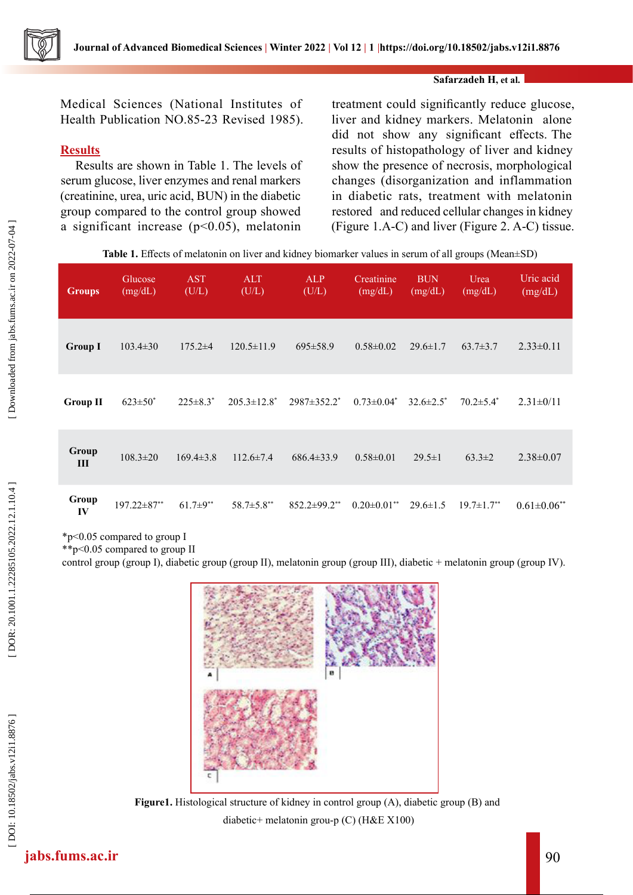Medical Sciences (National Institutes of Health Publication NO.85-23 Revised 1985).

## Results

Results are shown in Table 1. The levels of serum glucose, liver enzymes and renal markers (creatinine, urea, uric acid, BUN) in the diabetic group compared to the control group showed a significant increase ($p<0.05$), melatonin treatment could significantly reduce glucose, liver and kidney markers. Melatonin alone did not show any significant effects. The results of histopathology of liver and kidney show the presence of necrosis, morphological changes (disorganization and inflammation in diabetic rats, treatment with melatonin restored and reduced cellular changes in kidney (Figure 1.A-C) and liver (Figure 2. A-C) tissue.

**Table 1.** Effects of melatonin on liver and kidney biomarker values in serum of all groups (Mean±SD)

| Groups | Glucose (mg/dL) | AST (U/L) | ALT (U/L) | ALP (U/L) | Creatinine (mg/dL) | BUN (mg/dL) | Urea (mg/dL) | Uric acid (mg/dL) |
|---|---|---|---|---|---|---|---|---|
| **Group I** | 103.4±30 | 175.2±4 | 120.5±11.9 | 695±58.9 | 0.58±0.02 | 29.6±1.7 | 63.7±3.7 | 2.33±0.11 |
| **Group II** | 623±50* | 225±8.3* | 205.3±12.8* | 2987±352.2* | 0.73±0.04* | 32.6±2.5* | 70.2±5.4* | 2.31±0/11 |
| **Group III** | 108.3±20 | 169.4±3.8 | 112.6±7.4 | 686.4±33.9 | 0.58±0.01 | 29.5±1 | 63.3±2 | 2.38±0.07 |
| **Group IV** | 197.22±87** | 61.7±9** | 58.7±5.8** | 852.2±99.2** | 0.20±0.01** | 29.6±1.5 | 19.7±1.7** | 0.61±0.06** |

*p<0.05 compared to group I
**p<0.05 compared to group II
control group (group I), diabetic group (group II), melatonin group (group III), diabetic + melatonin group (group IV).

**Figure1.** Histological structure of kidney in control group (A), diabetic group (B) and diabetic+ melatonin grou-p (C) (H&E X100)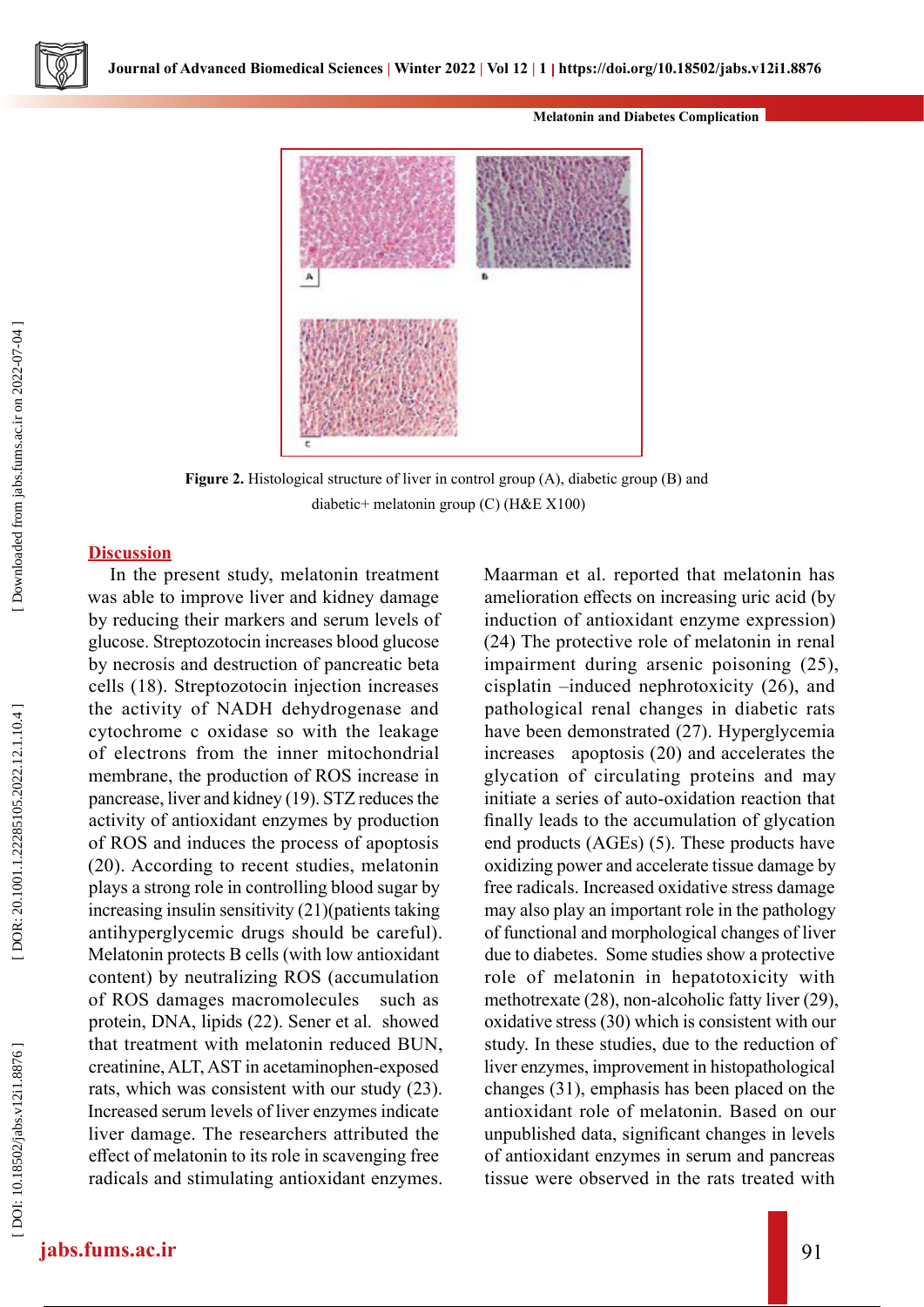Figure 2. Histological structure of liver in control group (A), diabetic group (B) and diabetic+ melatonin group (C) (H&E X100)

## Discussion

In the present study, melatonin treatment was able to improve liver and kidney damage by reducing their markers and serum levels of glucose. Streptozotocin increases blood glucose by necrosis and destruction of pancreatic beta cells (18). Streptozotocin injection increases the activity of NADH dehydrogenase and cytochrome c oxidase so with the leakage of electrons from the inner mitochondrial membrane, the production of ROS increase in pancrease, liver and kidney (19). STZ reduces the activity of antioxidant enzymes by production of ROS and induces the process of apoptosis (20). According to recent studies, melatonin plays a strong role in controlling blood sugar by increasing insulin sensitivity (21)(patients taking antihyperglycemic drugs should be careful). Melatonin protects B cells (with low antioxidant content) by neutralizing ROS (accumulation of ROS damages macromolecules such as protein, DNA, lipids (22). Sener et al. showed that treatment with melatonin reduced BUN, creatinine, ALT, AST in acetaminophen-exposed rats, which was consistent with our study (23). Increased serum levels of liver enzymes indicate liver damage. The researchers attributed the effect of melatonin to its role in scavenging free radicals and stimulating antioxidant enzymes. Maarman et al. reported that melatonin has amelioration effects on increasing uric acid (by induction of antioxidant enzyme expression) (24) The protective role of melatonin in renal impairment during arsenic poisoning (25), cisplatin –induced nephrotoxicity (26), and pathological renal changes in diabetic rats have been demonstrated (27). Hyperglycemia increases apoptosis (20) and accelerates the glycation of circulating proteins and may initiate a series of auto-oxidation reaction that finally leads to the accumulation of glycation end products (AGEs) (5). These products have oxidizing power and accelerate tissue damage by free radicals. Increased oxidative stress damage may also play an important role in the pathology of functional and morphological changes of liver due to diabetes. Some studies show a protective role of melatonin in hepatotoxicity with methotrexate (28), non-alcoholic fatty liver (29), oxidative stress (30) which is consistent with our study. In these studies, due to the reduction of liver enzymes, improvement in histopathological changes (31), emphasis has been placed on the antioxidant role of melatonin. Based on our unpublished data, significant changes in levels of antioxidant enzymes in serum and pancreas tissue were observed in the rats treated with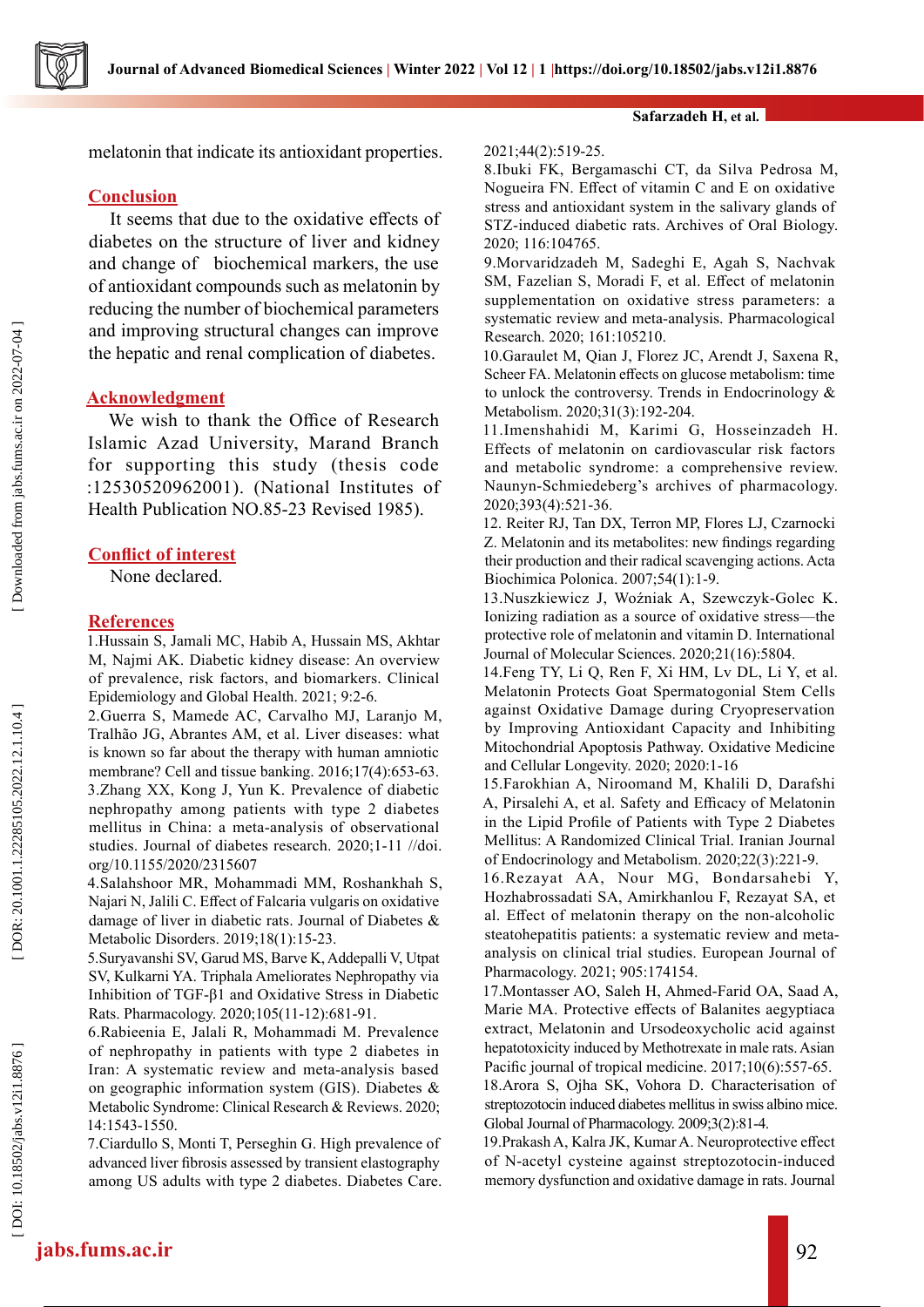melatonin that indicate its antioxidant properties.

## Conclusion

It seems that due to the oxidative effects of diabetes on the structure of liver and kidney and change of biochemical markers, the use of antioxidant compounds such as melatonin by reducing the number of biochemical parameters and improving structural changes can improve the hepatic and renal complication of diabetes.

## Acknowledgment

We wish to thank the Office of Research Islamic Azad University, Marand Branch for supporting this study (thesis code :12530520962001). (National Institutes of Health Publication NO.85-23 Revised 1985).

## Conflict of interest

None declared.

## References

1.Hussain S, Jamali MC, Habib A, Hussain MS, Akhtar M, Najmi AK. Diabetic kidney disease: An overview of prevalence, risk factors, and biomarkers. Clinical Epidemiology and Global Health. 2021; 9:2-6.

2.Guerra S, Mamede AC, Carvalho MJ, Laranjo M, Tralhão JG, Abrantes AM, et al. Liver diseases: what is known so far about the therapy with human amniotic membrane? Cell and tissue banking. 2016;17(4):653-63.

3.Zhang XX, Kong J, Yun K. Prevalence of diabetic nephropathy among patients with type 2 diabetes mellitus in China: a meta-analysis of observational studies. Journal of diabetes research. 2020;1-11 //doi.org/10.1155/2020/2315607

4.Salahshoor MR, Mohammadi MM, Roshankhah S, Najari N, Jalili C. Effect of Falcaria vulgaris on oxidative damage of liver in diabetic rats. Journal of Diabetes & Metabolic Disorders. 2019;18(1):15-23.

5.Suryavanshi SV, Garud MS, Barve K, Addepalli V, Utpat SV, Kulkarni YA. Triphala Ameliorates Nephropathy via Inhibition of TGF-β1 and Oxidative Stress in Diabetic Rats. Pharmacology. 2020;105(11-12):681-91.

6.Rabieenia E, Jalali R, Mohammadi M. Prevalence of nephropathy in patients with type 2 diabetes in Iran: A systematic review and meta-analysis based on geographic information system (GIS). Diabetes & Metabolic Syndrome: Clinical Research & Reviews. 2020; 14:1543-1550.

7.Ciardullo S, Monti T, Perseghin G. High prevalence of advanced liver fibrosis assessed by transient elastography among US adults with type 2 diabetes. Diabetes Care. 2021;44(2):519-25.

8.Ibuki FK, Bergamaschi CT, da Silva Pedrosa M, Nogueira FN. Effect of vitamin C and E on oxidative stress and antioxidant system in the salivary glands of STZ-induced diabetic rats. Archives of Oral Biology. 2020; 116:104765.

9.Morvaridzadeh M, Sadeghi E, Agah S, Nachvak SM, Fazelian S, Moradi F, et al. Effect of melatonin supplementation on oxidative stress parameters: a systematic review and meta-analysis. Pharmacological Research. 2020; 161:105210.

10.Garaulet M, Qian J, Florez JC, Arendt J, Saxena R, Scheer FA. Melatonin effects on glucose metabolism: time to unlock the controversy. Trends in Endocrinology & Metabolism. 2020;31(3):192-204.

11.Imenshahidi M, Karimi G, Hosseinzadeh H. Effects of melatonin on cardiovascular risk factors and metabolic syndrome: a comprehensive review. Naunyn-Schmiedeberg's archives of pharmacology. 2020;393(4):521-36.

12. Reiter RJ, Tan DX, Terron MP, Flores LJ, Czarnocki Z. Melatonin and its metabolites: new findings regarding their production and their radical scavenging actions. Acta Biochimica Polonica. 2007;54(1):1-9.

13.Nuszkiewicz J, Woźniak A, Szewczyk-Golec K. Ionizing radiation as a source of oxidative stress—the protective role of melatonin and vitamin D. International Journal of Molecular Sciences. 2020;21(16):5804.

14.Feng TY, Li Q, Ren F, Xi HM, Lv DL, Li Y, et al. Melatonin Protects Goat Spermatogonial Stem Cells against Oxidative Damage during Cryopreservation by Improving Antioxidant Capacity and Inhibiting Mitochondrial Apoptosis Pathway. Oxidative Medicine and Cellular Longevity. 2020; 2020:1-16

15.Farokhian A, Niroomand M, Khalili D, Darafshi A, Pirsalehi A, et al. Safety and Efficacy of Melatonin in the Lipid Profile of Patients with Type 2 Diabetes Mellitus: A Randomized Clinical Trial. Iranian Journal of Endocrinology and Metabolism. 2020;22(3):221-9.

16.Rezayat AA, Nour MG, Bondarsahebi Y, Hozhabrossadati SA, Amirkhanlou F, Rezayat SA, et al. Effect of melatonin therapy on the non-alcoholic steatohepatitis patients: a systematic review and meta-analysis on clinical trial studies. European Journal of Pharmacology. 2021; 905:174154.

17.Montasser AO, Saleh H, Ahmed-Farid OA, Saad A, Marie MA. Protective effects of Balanites aegyptiaca extract, Melatonin and Ursodeoxycholic acid against hepatotoxicity induced by Methotrexate in male rats. Asian Pacific journal of tropical medicine. 2017;10(6):557-65.

18.Arora S, Ojha SK, Vohora D. Characterisation of streptozotocin induced diabetes mellitus in swiss albino mice. Global Journal of Pharmacology. 2009;3(2):81-4.

19.Prakash A, Kalra JK, Kumar A. Neuroprotective effect of N-acetyl cysteine against streptozotocin-induced memory dysfunction and oxidative damage in rats. Journal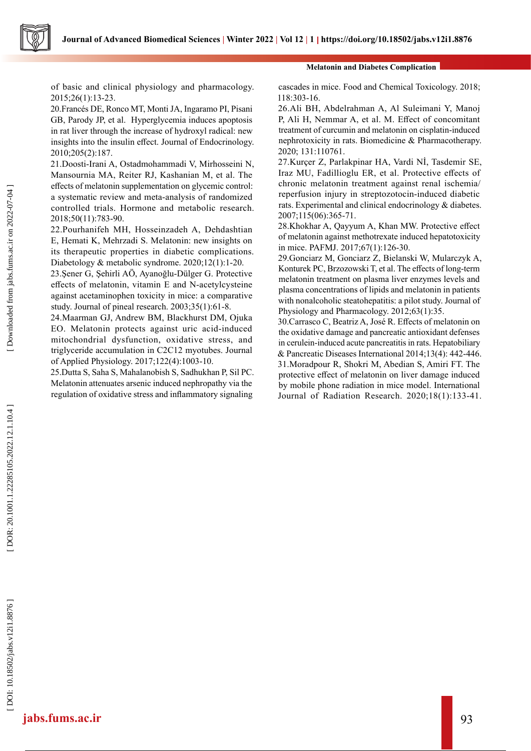of basic and clinical physiology and pharmacology. 2015;26(1):13-23.

20.Francés DE, Ronco MT, Monti JA, Ingaramo PI, Pisani GB, Parody JP, et al. Hyperglycemia induces apoptosis in rat liver through the increase of hydroxyl radical: new insights into the insulin effect. Journal of Endocrinology. 2010;205(2):187.

21.Doosti-Irani A, Ostadmohammadi V, Mirhosseini N, Mansournia MA, Reiter RJ, Kashanian M, et al. The effects of melatonin supplementation on glycemic control: a systematic review and meta-analysis of randomized controlled trials. Hormone and metabolic research. 2018;50(11):783-90.

22.Pourhanifeh MH, Hosseinzadeh A, Dehdashtian E, Hemati K, Mehrzadi S. Melatonin: new insights on its therapeutic properties in diabetic complications. Diabetology & metabolic syndrome. 2020;12(1):1-20.

23.Şener G, Şehirli AÖ, Ayanoğlu-Dülger G. Protective effects of melatonin, vitamin E and N-acetylcysteine against acetaminophen toxicity in mice: a comparative study. Journal of pineal research. 2003;35(1):61-8.

24.Maarman GJ, Andrew BM, Blackhurst DM, Ojuka EO. Melatonin protects against uric acid-induced mitochondrial dysfunction, oxidative stress, and triglyceride accumulation in C2C12 myotubes. Journal of Applied Physiology. 2017;122(4):1003-10.

25.Dutta S, Saha S, Mahalanobish S, Sadhukhan P, Sil PC. Melatonin attenuates arsenic induced nephropathy via the regulation of oxidative stress and inflammatory signaling cascades in mice. Food and Chemical Toxicology. 2018; 118:303-16.

26.Ali BH, Abdelrahman A, Al Suleimani Y, Manoj P, Ali H, Nemmar A, et al. M. Effect of concomitant treatment of curcumin and melatonin on cisplatin-induced nephrotoxicity in rats. Biomedicine & Pharmacotherapy. 2020; 131:110761.

27.Kurçer Z, Parlakpinar HA, Vardi Nİ, Tasdemir SE, Iraz MU, Fadillioglu ER, et al. Protective effects of chronic melatonin treatment against renal ischemia/reperfusion injury in streptozotocin-induced diabetic rats. Experimental and clinical endocrinology & diabetes. 2007;115(06):365-71.

28.Khokhar A, Qayyum A, Khan MW. Protective effect of melatonin against methotrexate induced hepatotoxicity in mice. PAFMJ. 2017;67(1):126-30.

29.Gonciarz M, Gonciarz Z, Bielanski W, Mularczyk A, Konturek PC, Brzozowski T, et al. The effects of long-term melatonin treatment on plasma liver enzymes levels and plasma concentrations of lipids and melatonin in patients with nonalcoholic steatohepatitis: a pilot study. Journal of Physiology and Pharmacology. 2012;63(1):35.

30.Carrasco C, Beatriz A, José R. Effects of melatonin on the oxidative damage and pancreatic antioxidant defenses in cerulein-induced acute pancreatitis in rats. Hepatobiliary & Pancreatic Diseases International 2014;13(4): 442-446.

31.Moradpour R, Shokri M, Abedian S, Amiri FT. The protective effect of melatonin on liver damage induced by mobile phone radiation in mice model. International Journal of Radiation Research. 2020;18(1):133-41.